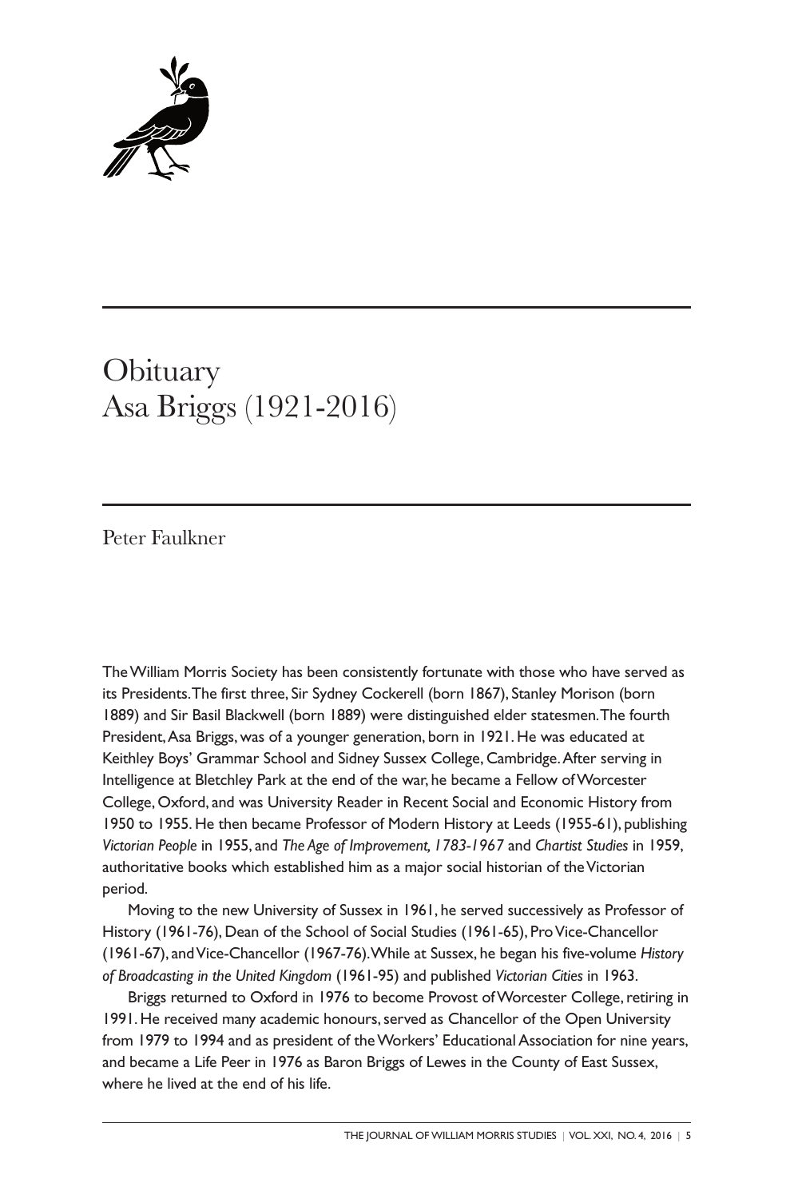# Obituary
# Asa Briggs (1921-2016)

Peter Faulkner

The William Morris Society has been consistently fortunate with those who have served as its Presidents. The first three, Sir Sydney Cockerell (born 1867), Stanley Morison (born 1889) and Sir Basil Blackwell (born 1889) were distinguished elder statesmen. The fourth President, Asa Briggs, was of a younger generation, born in 1921. He was educated at Keithley Boys' Grammar School and Sidney Sussex College, Cambridge. After serving in Intelligence at Bletchley Park at the end of the war, he became a Fellow of Worcester College, Oxford, and was University Reader in Recent Social and Economic History from 1950 to 1955. He then became Professor of Modern History at Leeds (1955-61), publishing *Victorian People* in 1955, and *The Age of Improvement, 1783-1967* and *Chartist Studies* in 1959, authoritative books which established him as a major social historian of the Victorian period.

Moving to the new University of Sussex in 1961, he served successively as Professor of History (1961-76), Dean of the School of Social Studies (1961-65), Pro Vice-Chancellor (1961-67), and Vice-Chancellor (1967-76). While at Sussex, he began his five-volume *History of Broadcasting in the United Kingdom* (1961-95) and published *Victorian Cities* in 1963.

Briggs returned to Oxford in 1976 to become Provost of Worcester College, retiring in 1991. He received many academic honours, served as Chancellor of the Open University from 1979 to 1994 and as president of the Workers' Educational Association for nine years, and became a Life Peer in 1976 as Baron Briggs of Lewes in the County of East Sussex, where he lived at the end of his life.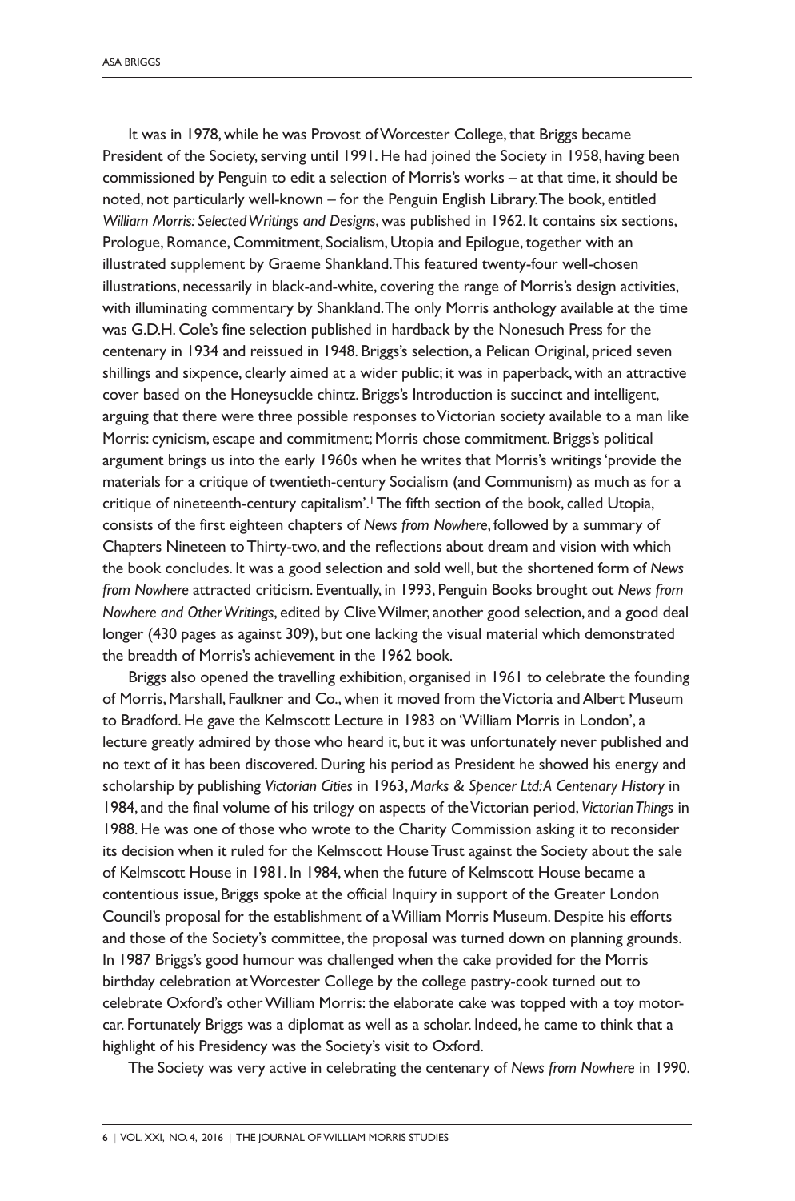It was in 1978, while he was Provost of Worcester College, that Briggs became President of the Society, serving until 1991. He had joined the Society in 1958, having been commissioned by Penguin to edit a selection of Morris's works – at that time, it should be noted, not particularly well-known – for the Penguin English Library. The book, entitled *William Morris: Selected Writings and Designs*, was published in 1962. It contains six sections, Prologue, Romance, Commitment, Socialism, Utopia and Epilogue, together with an illustrated supplement by Graeme Shankland. This featured twenty-four well-chosen illustrations, necessarily in black-and-white, covering the range of Morris's design activities, with illuminating commentary by Shankland. The only Morris anthology available at the time was G.D.H. Cole's fine selection published in hardback by the Nonesuch Press for the centenary in 1934 and reissued in 1948. Briggs's selection, a Pelican Original, priced seven shillings and sixpence, clearly aimed at a wider public; it was in paperback, with an attractive cover based on the Honeysuckle chintz. Briggs's Introduction is succinct and intelligent, arguing that there were three possible responses to Victorian society available to a man like Morris: cynicism, escape and commitment; Morris chose commitment. Briggs's political argument brings us into the early 1960s when he writes that Morris's writings 'provide the materials for a critique of twentieth-century Socialism (and Communism) as much as for a critique of nineteenth-century capitalism'.[1] The fifth section of the book, called Utopia, consists of the first eighteen chapters of *News from Nowhere*, followed by a summary of Chapters Nineteen to Thirty-two, and the reflections about dream and vision with which the book concludes. It was a good selection and sold well, but the shortened form of *News from Nowhere* attracted criticism. Eventually, in 1993, Penguin Books brought out *News from Nowhere and Other Writings*, edited by Clive Wilmer, another good selection, and a good deal longer (430 pages as against 309), but one lacking the visual material which demonstrated the breadth of Morris's achievement in the 1962 book.

Briggs also opened the travelling exhibition, organised in 1961 to celebrate the founding of Morris, Marshall, Faulkner and Co., when it moved from the Victoria and Albert Museum to Bradford. He gave the Kelmscott Lecture in 1983 on 'William Morris in London', a lecture greatly admired by those who heard it, but it was unfortunately never published and no text of it has been discovered. During his period as President he showed his energy and scholarship by publishing *Victorian Cities* in 1963, *Marks & Spencer Ltd: A Centenary History* in 1984, and the final volume of his trilogy on aspects of the Victorian period, *Victorian Things* in 1988. He was one of those who wrote to the Charity Commission asking it to reconsider its decision when it ruled for the Kelmscott House Trust against the Society about the sale of Kelmscott House in 1981. In 1984, when the future of Kelmscott House became a contentious issue, Briggs spoke at the official Inquiry in support of the Greater London Council's proposal for the establishment of a William Morris Museum. Despite his efforts and those of the Society's committee, the proposal was turned down on planning grounds. In 1987 Briggs's good humour was challenged when the cake provided for the Morris birthday celebration at Worcester College by the college pastry-cook turned out to celebrate Oxford's other William Morris: the elaborate cake was topped with a toy motor-car. Fortunately Briggs was a diplomat as well as a scholar. Indeed, he came to think that a highlight of his Presidency was the Society's visit to Oxford.

The Society was very active in celebrating the centenary of *News from Nowhere* in 1990.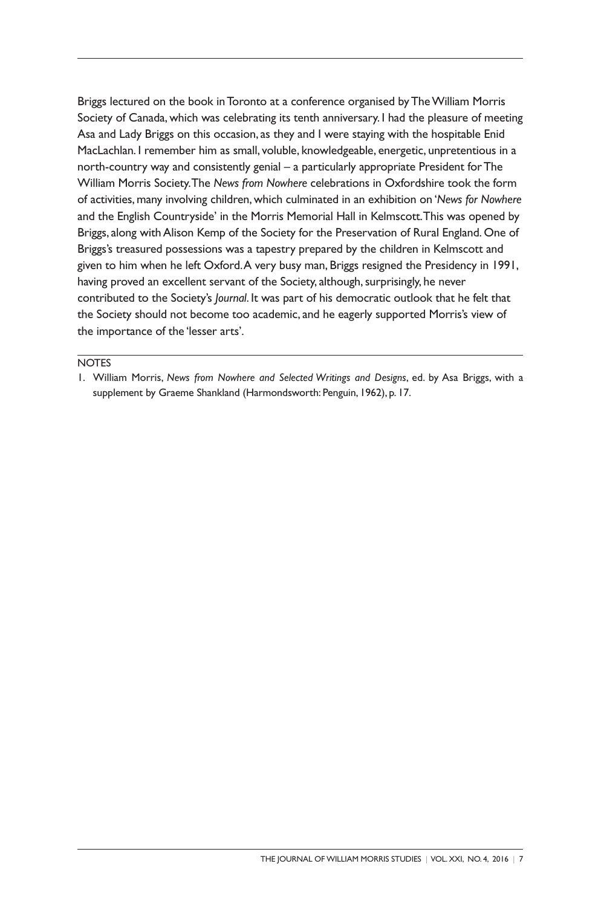Briggs lectured on the book in Toronto at a conference organised by The William Morris Society of Canada, which was celebrating its tenth anniversary. I had the pleasure of meeting Asa and Lady Briggs on this occasion, as they and I were staying with the hospitable Enid MacLachlan. I remember him as small, voluble, knowledgeable, energetic, unpretentious in a north-country way and consistently genial – a particularly appropriate President for The William Morris Society. The *News from Nowhere* celebrations in Oxfordshire took the form of activities, many involving children, which culminated in an exhibition on '*News for Nowhere* and the English Countryside' in the Morris Memorial Hall in Kelmscott. This was opened by Briggs, along with Alison Kemp of the Society for the Preservation of Rural England. One of Briggs's treasured possessions was a tapestry prepared by the children in Kelmscott and given to him when he left Oxford. A very busy man, Briggs resigned the Presidency in 1991, having proved an excellent servant of the Society, although, surprisingly, he never contributed to the Society's *Journal*. It was part of his democratic outlook that he felt that the Society should not become too academic, and he eagerly supported Morris's view of the importance of the 'lesser arts'.

NOTES

1. William Morris, *News from Nowhere and Selected Writings and Designs*, ed. by Asa Briggs, with a supplement by Graeme Shankland (Harmondsworth: Penguin, 1962), p. 17.